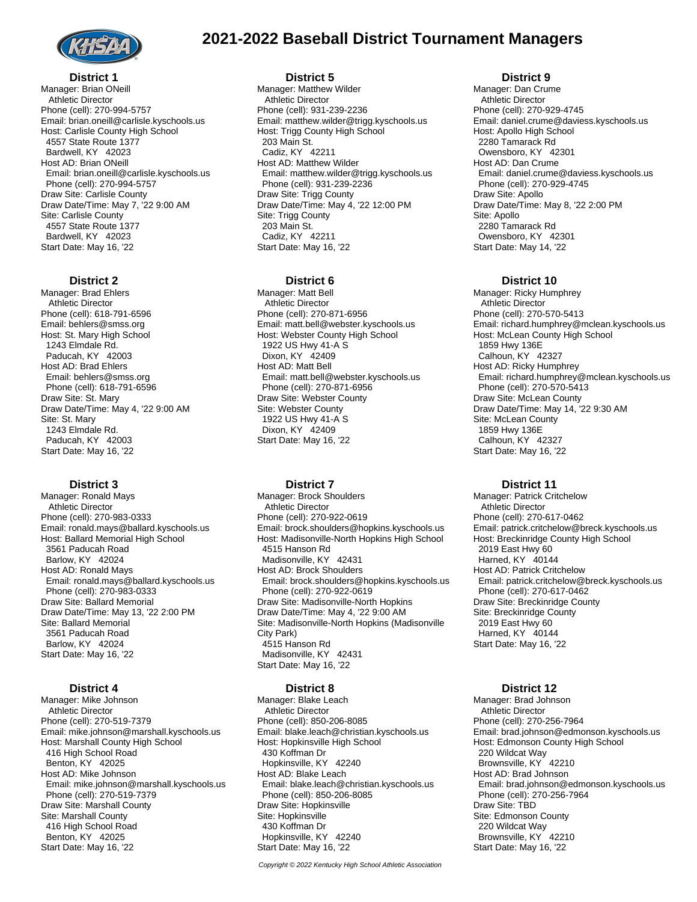# 2021-2022 Baseball District Tournament Managers

### District 1

Manager: Brian ONeill
Athletic Director
Phone (cell): 270-994-5757
Email: brian.oneill@carlisle.kyschools.us
Host: Carlisle County High School
4557 State Route 1377
Bardwell, KY 42023
Host AD: Brian ONeill
Email: brian.oneill@carlisle.kyschools.us
Phone (cell): 270-994-5757
Draw Site: Carlisle County
Draw Date/Time: May 7, '22 9:00 AM
Site: Carlisle County
4557 State Route 1377
Bardwell, KY 42023
Start Date: May 16, '22

### District 2

Manager: Brad Ehlers
Athletic Director
Phone (cell): 618-791-6596
Email: behlers@smss.org
Host: St. Mary High School
1243 Elmdale Rd.
Paducah, KY 42003
Host AD: Brad Ehlers
Email: behlers@smss.org
Phone (cell): 618-791-6596
Draw Site: St. Mary
Draw Date/Time: May 4, '22 9:00 AM
Site: St. Mary
1243 Elmdale Rd.
Paducah, KY 42003
Start Date: May 16, '22

### District 3

Manager: Ronald Mays
Athletic Director
Phone (cell): 270-983-0333
Email: ronald.mays@ballard.kyschools.us
Host: Ballard Memorial High School
3561 Paducah Road
Barlow, KY 42024
Host AD: Ronald Mays
Email: ronald.mays@ballard.kyschools.us
Phone (cell): 270-983-0333
Draw Site: Ballard Memorial
Draw Date/Time: May 13, '22 2:00 PM
Site: Ballard Memorial
3561 Paducah Road
Barlow, KY 42024
Start Date: May 16, '22

### District 4

Manager: Mike Johnson
Athletic Director
Phone (cell): 270-519-7379
Email: mike.johnson@marshall.kyschools.us
Host: Marshall County High School
416 High School Road
Benton, KY 42025
Host AD: Mike Johnson
Email: mike.johnson@marshall.kyschools.us
Phone (cell): 270-519-7379
Draw Site: Marshall County
Site: Marshall County
416 High School Road
Benton, KY 42025
Start Date: May 16, '22

### District 5

Manager: Matthew Wilder
Athletic Director
Phone (cell): 931-239-2236
Email: matthew.wilder@trigg.kyschools.us
Host: Trigg County High School
203 Main St.
Cadiz, KY 42211
Host AD: Matthew Wilder
Email: matthew.wilder@trigg.kyschools.us
Phone (cell): 931-239-2236
Draw Site: Trigg County
Draw Date/Time: May 4, '22 12:00 PM
Site: Trigg County
203 Main St.
Cadiz, KY 42211
Start Date: May 16, '22

### District 6

Manager: Matt Bell
Athletic Director
Phone (cell): 270-871-6956
Email: matt.bell@webster.kyschools.us
Host: Webster County High School
1922 US Hwy 41-A S
Dixon, KY 42409
Host AD: Matt Bell
Email: matt.bell@webster.kyschools.us
Phone (cell): 270-871-6956
Draw Site: Webster County
Site: Webster County
1922 US Hwy 41-A S
Dixon, KY 42409
Start Date: May 16, '22

### District 7

Manager: Brock Shoulders
Athletic Director
Phone (cell): 270-922-0619
Email: brock.shoulders@hopkins.kyschools.us
Host: Madisonville-North Hopkins High School
4515 Hanson Rd
Madisonville, KY 42431
Host AD: Brock Shoulders
Email: brock.shoulders@hopkins.kyschools.us
Phone (cell): 270-922-0619
Draw Site: Madisonville-North Hopkins
Draw Date/Time: May 4, '22 9:00 AM
Site: Madisonville-North Hopkins (Madisonville City Park)
4515 Hanson Rd
Madisonville, KY 42431
Start Date: May 16, '22

### District 8

Manager: Blake Leach
Athletic Director
Phone (cell): 850-206-8085
Email: blake.leach@christian.kyschools.us
Host: Hopkinsville High School
430 Koffman Dr
Hopkinsville, KY 42240
Host AD: Blake Leach
Email: blake.leach@christian.kyschools.us
Phone (cell): 850-206-8085
Draw Site: Hopkinsville
Site: Hopkinsville
430 Koffman Dr
Hopkinsville, KY 42240
Start Date: May 16, '22

### District 9

Manager: Dan Crume
Athletic Director
Phone (cell): 270-929-4745
Email: daniel.crume@daviess.kyschools.us
Host: Apollo High School
2280 Tamarack Rd
Owensboro, KY 42301
Host AD: Dan Crume
Email: daniel.crume@daviess.kyschools.us
Phone (cell): 270-929-4745
Draw Site: Apollo
Draw Date/Time: May 8, '22 2:00 PM
Site: Apollo
2280 Tamarack Rd
Owensboro, KY 42301
Start Date: May 14, '22

### District 10

Manager: Ricky Humphrey
Athletic Director
Phone (cell): 270-570-5413
Email: richard.humphrey@mclean.kyschools.us
Host: McLean County High School
1859 Hwy 136E
Calhoun, KY 42327
Host AD: Ricky Humphrey
Email: richard.humphrey@mclean.kyschools.us
Phone (cell): 270-570-5413
Draw Site: McLean County
Draw Date/Time: May 14, '22 9:30 AM
Site: McLean County
1859 Hwy 136E
Calhoun, KY 42327
Start Date: May 16, '22

### District 11

Manager: Patrick Critchelow
Athletic Director
Phone (cell): 270-617-0462
Email: patrick.critchelow@breck.kyschools.us
Host: Breckinridge County High School
2019 East Hwy 60
Harned, KY 40144
Host AD: Patrick Critchelow
Email: patrick.critchelow@breck.kyschools.us
Phone (cell): 270-617-0462
Draw Site: Breckinridge County
Site: Breckinridge County
2019 East Hwy 60
Harned, KY 40144
Start Date: May 16, '22

### District 12

Manager: Brad Johnson
Athletic Director
Phone (cell): 270-256-7964
Email: brad.johnson@edmonson.kyschools.us
Host: Edmonson County High School
220 Wildcat Way
Brownsville, KY 42210
Host AD: Brad Johnson
Email: brad.johnson@edmonson.kyschools.us
Phone (cell): 270-256-7964
Draw Site: TBD
Site: Edmonson County
220 Wildcat Way
Brownsville, KY 42210
Start Date: May 16, '22

*Copyright © 2022 Kentucky High School Athletic Association*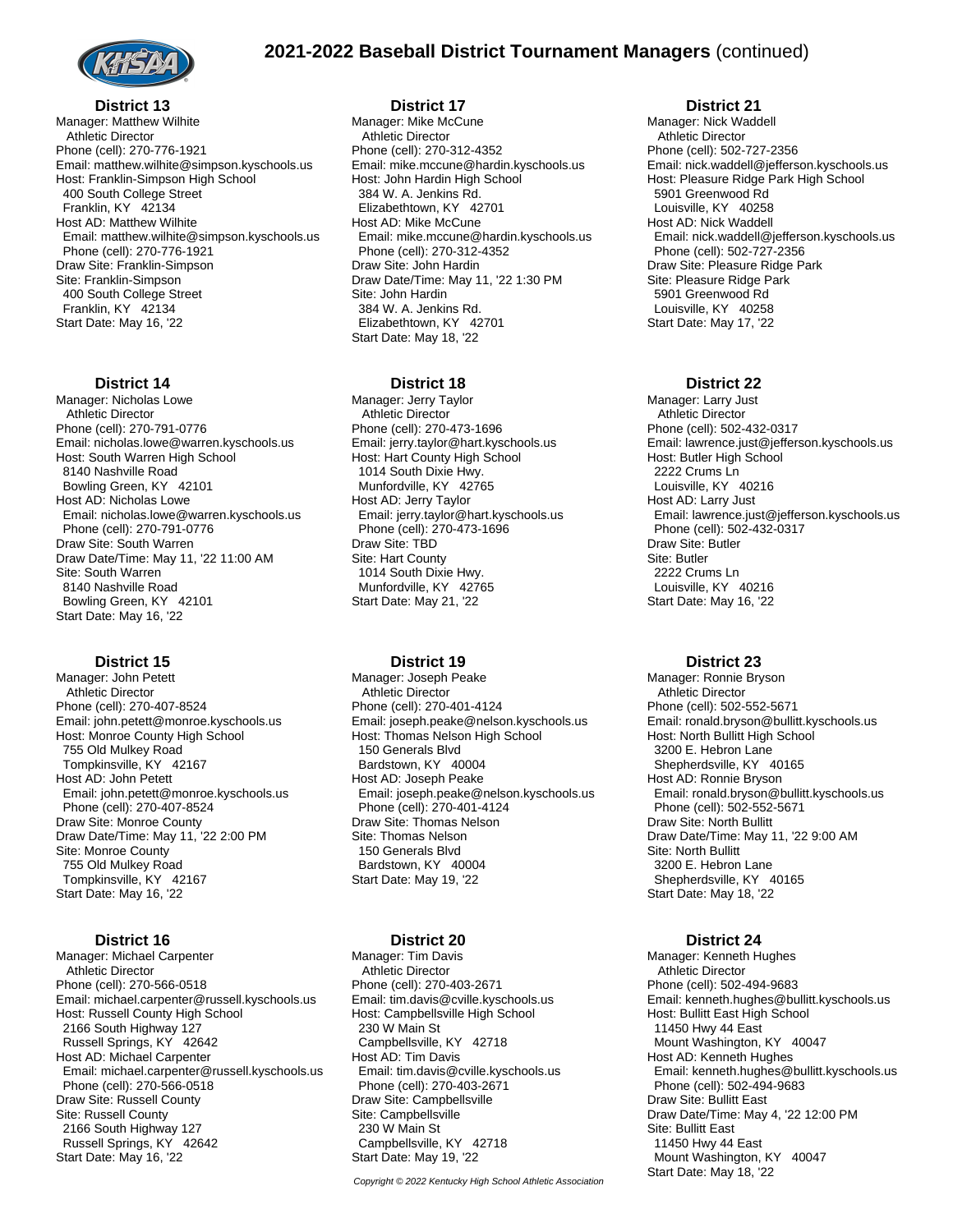# 2021-2022 Baseball District Tournament Managers (continued)

### District 13

Manager: Matthew Wilhite
Athletic Director
Phone (cell): 270-776-1921
Email: matthew.wilhite@simpson.kyschools.us
Host: Franklin-Simpson High School
400 South College Street
Franklin, KY 42134
Host AD: Matthew Wilhite
Email: matthew.wilhite@simpson.kyschools.us
Phone (cell): 270-776-1921
Draw Site: Franklin-Simpson
Site: Franklin-Simpson
400 South College Street
Franklin, KY 42134
Start Date: May 16, '22

### District 14

Manager: Nicholas Lowe
Athletic Director
Phone (cell): 270-791-0776
Email: nicholas.lowe@warren.kyschools.us
Host: South Warren High School
8140 Nashville Road
Bowling Green, KY 42101
Host AD: Nicholas Lowe
Email: nicholas.lowe@warren.kyschools.us
Phone (cell): 270-791-0776
Draw Site: South Warren
Draw Date/Time: May 11, '22 11:00 AM
Site: South Warren
8140 Nashville Road
Bowling Green, KY 42101
Start Date: May 16, '22

### District 15

Manager: John Petett
Athletic Director
Phone (cell): 270-407-8524
Email: john.petett@monroe.kyschools.us
Host: Monroe County High School
755 Old Mulkey Road
Tompkinsville, KY 42167
Host AD: John Petett
Email: john.petett@monroe.kyschools.us
Phone (cell): 270-407-8524
Draw Site: Monroe County
Draw Date/Time: May 11, '22 2:00 PM
Site: Monroe County
755 Old Mulkey Road
Tompkinsville, KY 42167
Start Date: May 16, '22

### District 16

Manager: Michael Carpenter
Athletic Director
Phone (cell): 270-566-0518
Email: michael.carpenter@russell.kyschools.us
Host: Russell County High School
2166 South Highway 127
Russell Springs, KY 42642
Host AD: Michael Carpenter
Email: michael.carpenter@russell.kyschools.us
Phone (cell): 270-566-0518
Draw Site: Russell County
Site: Russell County
2166 South Highway 127
Russell Springs, KY 42642
Start Date: May 16, '22

### District 17

Manager: Mike McCune
Athletic Director
Phone (cell): 270-312-4352
Email: mike.mccune@hardin.kyschools.us
Host: John Hardin High School
384 W. A. Jenkins Rd.
Elizabethtown, KY 42701
Host AD: Mike McCune
Email: mike.mccune@hardin.kyschools.us
Phone (cell): 270-312-4352
Draw Site: John Hardin
Draw Date/Time: May 11, '22 1:30 PM
Site: John Hardin
384 W. A. Jenkins Rd.
Elizabethtown, KY 42701
Start Date: May 18, '22

### District 18

Manager: Jerry Taylor
Athletic Director
Phone (cell): 270-473-1696
Email: jerry.taylor@hart.kyschools.us
Host: Hart County High School
1014 South Dixie Hwy.
Munfordville, KY 42765
Host AD: Jerry Taylor
Email: jerry.taylor@hart.kyschools.us
Phone (cell): 270-473-1696
Draw Site: TBD
Site: Hart County
1014 South Dixie Hwy.
Munfordville, KY 42765
Start Date: May 21, '22

### District 19

Manager: Joseph Peake
Athletic Director
Phone (cell): 270-401-4124
Email: joseph.peake@nelson.kyschools.us
Host: Thomas Nelson High School
150 Generals Blvd
Bardstown, KY 40004
Host AD: Joseph Peake
Email: joseph.peake@nelson.kyschools.us
Phone (cell): 270-401-4124
Draw Site: Thomas Nelson
Site: Thomas Nelson
150 Generals Blvd
Bardstown, KY 40004
Start Date: May 19, '22

### District 20

Manager: Tim Davis
Athletic Director
Phone (cell): 270-403-2671
Email: tim.davis@cville.kyschools.us
Host: Campbellsville High School
230 W Main St
Campbellsville, KY 42718
Host AD: Tim Davis
Email: tim.davis@cville.kyschools.us
Phone (cell): 270-403-2671
Draw Site: Campbellsville
Site: Campbellsville
230 W Main St
Campbellsville, KY 42718
Start Date: May 19, '22

### District 21

Manager: Nick Waddell
Athletic Director
Phone (cell): 502-727-2356
Email: nick.waddell@jefferson.kyschools.us
Host: Pleasure Ridge Park High School
5901 Greenwood Rd
Louisville, KY 40258
Host AD: Nick Waddell
Email: nick.waddell@jefferson.kyschools.us
Phone (cell): 502-727-2356
Draw Site: Pleasure Ridge Park
Site: Pleasure Ridge Park
5901 Greenwood Rd
Louisville, KY 40258
Start Date: May 17, '22

### District 22

Manager: Larry Just
Athletic Director
Phone (cell): 502-432-0317
Email: lawrence.just@jefferson.kyschools.us
Host: Butler High School
2222 Crums Ln
Louisville, KY 40216
Host AD: Larry Just
Email: lawrence.just@jefferson.kyschools.us
Phone (cell): 502-432-0317
Draw Site: Butler
Site: Butler
2222 Crums Ln
Louisville, KY 40216
Start Date: May 16, '22

### District 23

Manager: Ronnie Bryson
Athletic Director
Phone (cell): 502-552-5671
Email: ronald.bryson@bullitt.kyschools.us
Host: North Bullitt High School
3200 E. Hebron Lane
Shepherdsville, KY 40165
Host AD: Ronnie Bryson
Email: ronald.bryson@bullitt.kyschools.us
Phone (cell): 502-552-5671
Draw Site: North Bullitt
Draw Date/Time: May 11, '22 9:00 AM
Site: North Bullitt
3200 E. Hebron Lane
Shepherdsville, KY 40165
Start Date: May 18, '22

### District 24

Manager: Kenneth Hughes
Athletic Director
Phone (cell): 502-494-9683
Email: kenneth.hughes@bullitt.kyschools.us
Host: Bullitt East High School
11450 Hwy 44 East
Mount Washington, KY 40047
Host AD: Kenneth Hughes
Email: kenneth.hughes@bullitt.kyschools.us
Phone (cell): 502-494-9683
Draw Site: Bullitt East
Draw Date/Time: May 4, '22 12:00 PM
Site: Bullitt East
11450 Hwy 44 East
Mount Washington, KY 40047
Start Date: May 18, '22

*Copyright © 2022 Kentucky High School Athletic Association*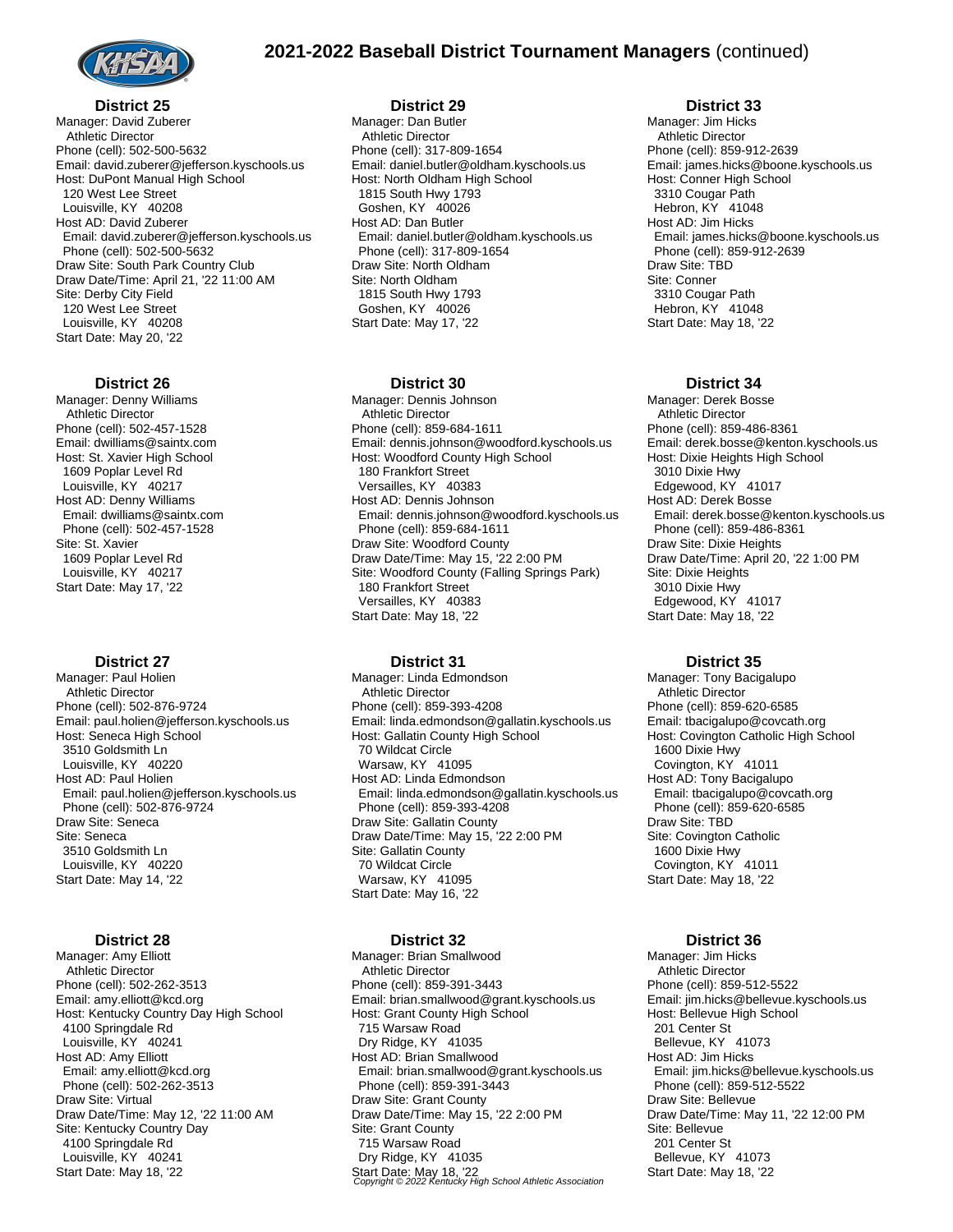# 2021-2022 Baseball District Tournament Managers (continued)

### District 25

Manager: David Zuberer
Athletic Director
Phone (cell): 502-500-5632
Email: david.zuberer@jefferson.kyschools.us
Host: DuPont Manual High School
120 West Lee Street
Louisville, KY 40208
Host AD: David Zuberer
Email: david.zuberer@jefferson.kyschools.us
Phone (cell): 502-500-5632
Draw Site: South Park Country Club
Draw Date/Time: April 21, '22 11:00 AM
Site: Derby City Field
120 West Lee Street
Louisville, KY 40208
Start Date: May 20, '22

### District 26

Manager: Denny Williams
Athletic Director
Phone (cell): 502-457-1528
Email: dwilliams@saintx.com
Host: St. Xavier High School
1609 Poplar Level Rd
Louisville, KY 40217
Host AD: Denny Williams
Email: dwilliams@saintx.com
Phone (cell): 502-457-1528
Site: St. Xavier
1609 Poplar Level Rd
Louisville, KY 40217
Start Date: May 17, '22

### District 27

Manager: Paul Holien
Athletic Director
Phone (cell): 502-876-9724
Email: paul.holien@jefferson.kyschools.us
Host: Seneca High School
3510 Goldsmith Ln
Louisville, KY 40220
Host AD: Paul Holien
Email: paul.holien@jefferson.kyschools.us
Phone (cell): 502-876-9724
Draw Site: Seneca
Site: Seneca
3510 Goldsmith Ln
Louisville, KY 40220
Start Date: May 14, '22

### District 28

Manager: Amy Elliott
Athletic Director
Phone (cell): 502-262-3513
Email: amy.elliott@kcd.org
Host: Kentucky Country Day High School
4100 Springdale Rd
Louisville, KY 40241
Host AD: Amy Elliott
Email: amy.elliott@kcd.org
Phone (cell): 502-262-3513
Draw Site: Virtual
Draw Date/Time: May 12, '22 11:00 AM
Site: Kentucky Country Day
4100 Springdale Rd
Louisville, KY 40241
Start Date: May 18, '22

### District 29

Manager: Dan Butler
Athletic Director
Phone (cell): 317-809-1654
Email: daniel.butler@oldham.kyschools.us
Host: North Oldham High School
1815 South Hwy 1793
Goshen, KY 40026
Host AD: Dan Butler
Email: daniel.butler@oldham.kyschools.us
Phone (cell): 317-809-1654
Draw Site: North Oldham
Site: North Oldham
1815 South Hwy 1793
Goshen, KY 40026
Start Date: May 17, '22

### District 30

Manager: Dennis Johnson
Athletic Director
Phone (cell): 859-684-1611
Email: dennis.johnson@woodford.kyschools.us
Host: Woodford County High School
180 Frankfort Street
Versailles, KY 40383
Host AD: Dennis Johnson
Email: dennis.johnson@woodford.kyschools.us
Phone (cell): 859-684-1611
Draw Site: Woodford County
Draw Date/Time: May 15, '22 2:00 PM
Site: Woodford County (Falling Springs Park)
180 Frankfort Street
Versailles, KY 40383
Start Date: May 18, '22

### District 31

Manager: Linda Edmondson
Athletic Director
Phone (cell): 859-393-4208
Email: linda.edmondson@gallatin.kyschools.us
Host: Gallatin County High School
70 Wildcat Circle
Warsaw, KY 41095
Host AD: Linda Edmondson
Email: linda.edmondson@gallatin.kyschools.us
Phone (cell): 859-393-4208
Draw Site: Gallatin County
Draw Date/Time: May 15, '22 2:00 PM
Site: Gallatin County
70 Wildcat Circle
Warsaw, KY 41095
Start Date: May 16, '22

### District 32

Manager: Brian Smallwood
Athletic Director
Phone (cell): 859-391-3443
Email: brian.smallwood@grant.kyschools.us
Host: Grant County High School
715 Warsaw Road
Dry Ridge, KY 41035
Host AD: Brian Smallwood
Email: brian.smallwood@grant.kyschools.us
Phone (cell): 859-391-3443
Draw Site: Grant County
Draw Date/Time: May 15, '22 2:00 PM
Site: Grant County
715 Warsaw Road
Dry Ridge, KY 41035
Start Date: May 18, '22

### District 33

Manager: Jim Hicks
Athletic Director
Phone (cell): 859-912-2639
Email: james.hicks@boone.kyschools.us
Host: Conner High School
3310 Cougar Path
Hebron, KY 41048
Host AD: Jim Hicks
Email: james.hicks@boone.kyschools.us
Phone (cell): 859-912-2639
Draw Site: TBD
Site: Conner
3310 Cougar Path
Hebron, KY 41048
Start Date: May 18, '22

### District 34

Manager: Derek Bosse
Athletic Director
Phone (cell): 859-486-8361
Email: derek.bosse@kenton.kyschools.us
Host: Dixie Heights High School
3010 Dixie Hwy
Edgewood, KY 41017
Host AD: Derek Bosse
Email: derek.bosse@kenton.kyschools.us
Phone (cell): 859-486-8361
Draw Site: Dixie Heights
Draw Date/Time: April 20, '22 1:00 PM
Site: Dixie Heights
3010 Dixie Hwy
Edgewood, KY 41017
Start Date: May 18, '22

### District 35

Manager: Tony Bacigalupo
Athletic Director
Phone (cell): 859-620-6585
Email: tbacigalupo@covcath.org
Host: Covington Catholic High School
1600 Dixie Hwy
Covington, KY 41011
Host AD: Tony Bacigalupo
Email: tbacigalupo@covcath.org
Phone (cell): 859-620-6585
Draw Site: TBD
Site: Covington Catholic
1600 Dixie Hwy
Covington, KY 41011
Start Date: May 18, '22

### District 36

Manager: Jim Hicks
Athletic Director
Phone (cell): 859-512-5522
Email: jim.hicks@bellevue.kyschools.us
Host: Bellevue High School
201 Center St
Bellevue, KY 41073
Host AD: Jim Hicks
Email: jim.hicks@bellevue.kyschools.us
Phone (cell): 859-512-5522
Draw Site: Bellevue
Draw Date/Time: May 11, '22 12:00 PM
Site: Bellevue
201 Center St
Bellevue, KY 41073
Start Date: May 18, '22

*Copyright © 2022 Kentucky High School Athletic Association*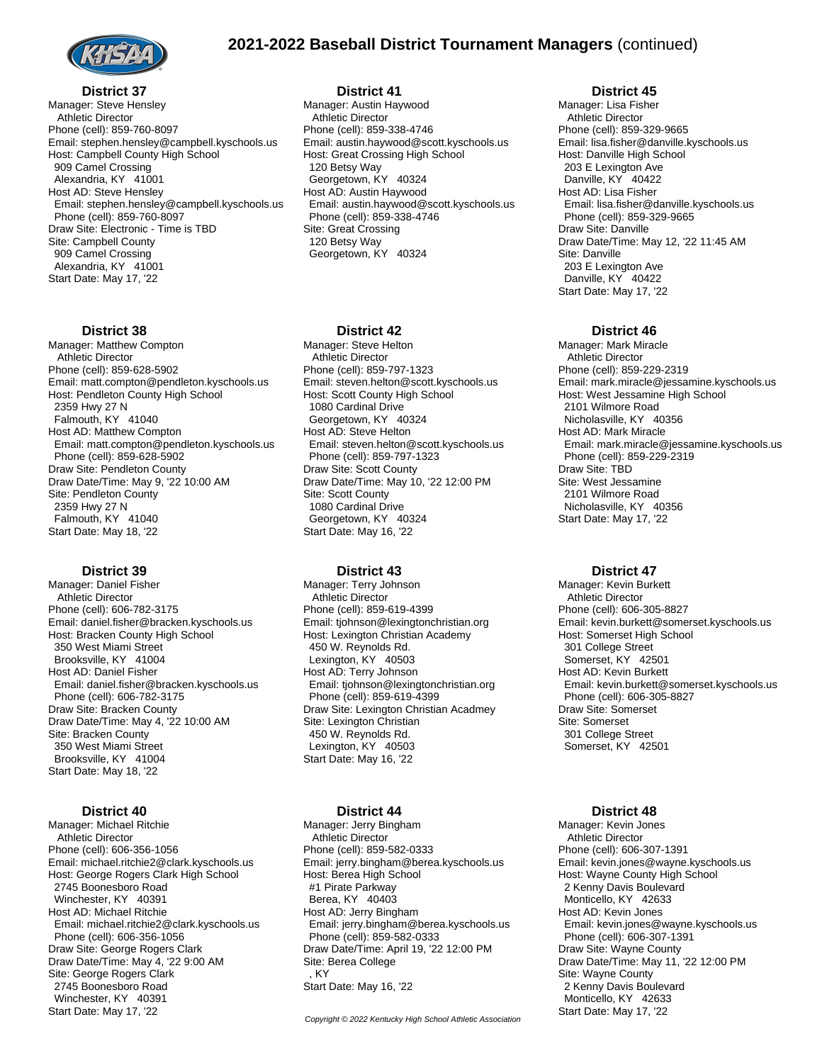# 2021-2022 Baseball District Tournament Managers (continued)

### District 37

Manager: Steve Hensley
Athletic Director
Phone (cell): 859-760-8097
Email: stephen.hensley@campbell.kyschools.us
Host: Campbell County High School
909 Camel Crossing
Alexandria, KY 41001
Host AD: Steve Hensley
Email: stephen.hensley@campbell.kyschools.us
Phone (cell): 859-760-8097
Draw Site: Electronic - Time is TBD
Site: Campbell County
909 Camel Crossing
Alexandria, KY 41001
Start Date: May 17, '22

### District 38

Manager: Matthew Compton
Athletic Director
Phone (cell): 859-628-5902
Email: matt.compton@pendleton.kyschools.us
Host: Pendleton County High School
2359 Hwy 27 N
Falmouth, KY 41040
Host AD: Matthew Compton
Email: matt.compton@pendleton.kyschools.us
Phone (cell): 859-628-5902
Draw Site: Pendleton County
Draw Date/Time: May 9, '22 10:00 AM
Site: Pendleton County
2359 Hwy 27 N
Falmouth, KY 41040
Start Date: May 18, '22

### District 39

Manager: Daniel Fisher
Athletic Director
Phone (cell): 606-782-3175
Email: daniel.fisher@bracken.kyschools.us
Host: Bracken County High School
350 West Miami Street
Brooksville, KY 41004
Host AD: Daniel Fisher
Email: daniel.fisher@bracken.kyschools.us
Phone (cell): 606-782-3175
Draw Site: Bracken County
Draw Date/Time: May 4, '22 10:00 AM
Site: Bracken County
350 West Miami Street
Brooksville, KY 41004
Start Date: May 18, '22

### District 40

Manager: Michael Ritchie
Athletic Director
Phone (cell): 606-356-1056
Email: michael.ritchie2@clark.kyschools.us
Host: George Rogers Clark High School
2745 Boonesboro Road
Winchester, KY 40391
Host AD: Michael Ritchie
Email: michael.ritchie2@clark.kyschools.us
Phone (cell): 606-356-1056
Draw Site: George Rogers Clark
Draw Date/Time: May 4, '22 9:00 AM
Site: George Rogers Clark
2745 Boonesboro Road
Winchester, KY 40391
Start Date: May 17, '22

### District 41

Manager: Austin Haywood
Athletic Director
Phone (cell): 859-338-4746
Email: austin.haywood@scott.kyschools.us
Host: Great Crossing High School
120 Betsy Way
Georgetown, KY 40324
Host AD: Austin Haywood
Email: austin.haywood@scott.kyschools.us
Phone (cell): 859-338-4746
Site: Great Crossing
120 Betsy Way
Georgetown, KY 40324

### District 42

Manager: Steve Helton
Athletic Director
Phone (cell): 859-797-1323
Email: steven.helton@scott.kyschools.us
Host: Scott County High School
1080 Cardinal Drive
Georgetown, KY 40324
Host AD: Steve Helton
Email: steven.helton@scott.kyschools.us
Phone (cell): 859-797-1323
Draw Site: Scott County
Draw Date/Time: May 10, '22 12:00 PM
Site: Scott County
1080 Cardinal Drive
Georgetown, KY 40324
Start Date: May 16, '22

### District 43

Manager: Terry Johnson
Athletic Director
Phone (cell): 859-619-4399
Email: tjohnson@lexingtonchristian.org
Host: Lexington Christian Academy
450 W. Reynolds Rd.
Lexington, KY 40503
Host AD: Terry Johnson
Email: tjohnson@lexingtonchristian.org
Phone (cell): 859-619-4399
Draw Site: Lexington Christian Acadmey
Site: Lexington Christian
450 W. Reynolds Rd.
Lexington, KY 40503
Start Date: May 16, '22

### District 44

Manager: Jerry Bingham
Athletic Director
Phone (cell): 859-582-0333
Email: jerry.bingham@berea.kyschools.us
Host: Berea High School
#1 Pirate Parkway
Berea, KY 40403
Host AD: Jerry Bingham
Email: jerry.bingham@berea.kyschools.us
Phone (cell): 859-582-0333
Draw Date/Time: April 19, '22 12:00 PM
Site: Berea College
, KY
Start Date: May 16, '22

### District 45

Manager: Lisa Fisher
Athletic Director
Phone (cell): 859-329-9665
Email: lisa.fisher@danville.kyschools.us
Host: Danville High School
203 E Lexington Ave
Danville, KY 40422
Host AD: Lisa Fisher
Email: lisa.fisher@danville.kyschools.us
Phone (cell): 859-329-9665
Draw Site: Danville
Draw Date/Time: May 12, '22 11:45 AM
Site: Danville
203 E Lexington Ave
Danville, KY 40422
Start Date: May 17, '22

### District 46

Manager: Mark Miracle
Athletic Director
Phone (cell): 859-229-2319
Email: mark.miracle@jessamine.kyschools.us
Host: West Jessamine High School
2101 Wilmore Road
Nicholasville, KY 40356
Host AD: Mark Miracle
Email: mark.miracle@jessamine.kyschools.us
Phone (cell): 859-229-2319
Draw Site: TBD
Site: West Jessamine
2101 Wilmore Road
Nicholasville, KY 40356
Start Date: May 17, '22

### District 47

Manager: Kevin Burkett
Athletic Director
Phone (cell): 606-305-8827
Email: kevin.burkett@somerset.kyschools.us
Host: Somerset High School
301 College Street
Somerset, KY 42501
Host AD: Kevin Burkett
Email: kevin.burkett@somerset.kyschools.us
Phone (cell): 606-305-8827
Draw Site: Somerset
Site: Somerset
301 College Street
Somerset, KY 42501

### District 48

Manager: Kevin Jones
Athletic Director
Phone (cell): 606-307-1391
Email: kevin.jones@wayne.kyschools.us
Host: Wayne County High School
2 Kenny Davis Boulevard
Monticello, KY 42633
Host AD: Kevin Jones
Email: kevin.jones@wayne.kyschools.us
Phone (cell): 606-307-1391
Draw Site: Wayne County
Draw Date/Time: May 11, '22 12:00 PM
Site: Wayne County
2 Kenny Davis Boulevard
Monticello, KY 42633
Start Date: May 17, '22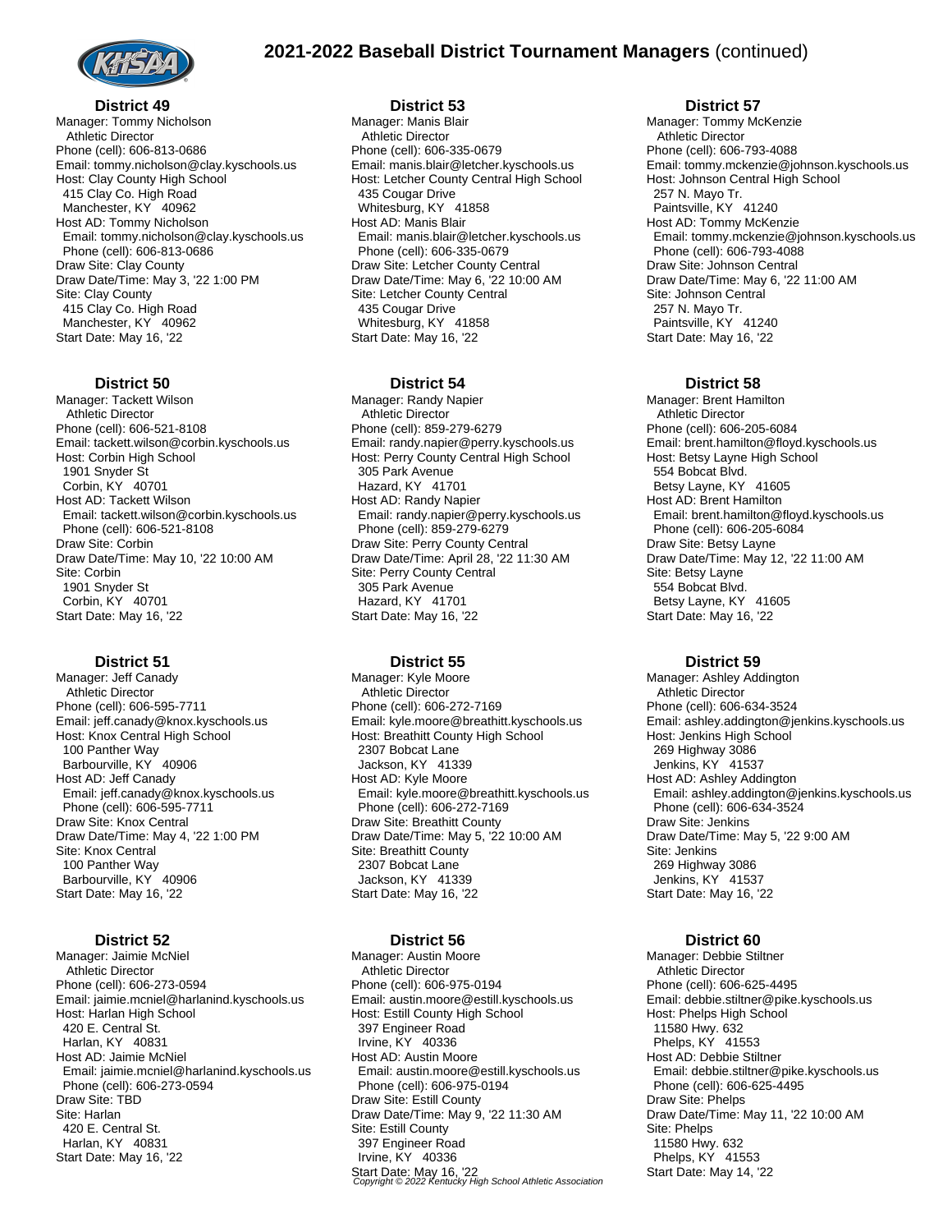# 2021-2022 Baseball District Tournament Managers (continued)

### District 49

Manager: Tommy Nicholson
Athletic Director
Phone (cell): 606-813-0686
Email: tommy.nicholson@clay.kyschools.us
Host: Clay County High School
415 Clay Co. High Road
Manchester, KY 40962
Host AD: Tommy Nicholson
Email: tommy.nicholson@clay.kyschools.us
Phone (cell): 606-813-0686
Draw Site: Clay County
Draw Date/Time: May 3, '22 1:00 PM
Site: Clay County
415 Clay Co. High Road
Manchester, KY 40962
Start Date: May 16, '22

### District 50

Manager: Tackett Wilson
Athletic Director
Phone (cell): 606-521-8108
Email: tackett.wilson@corbin.kyschools.us
Host: Corbin High School
1901 Snyder St
Corbin, KY 40701
Host AD: Tackett Wilson
Email: tackett.wilson@corbin.kyschools.us
Phone (cell): 606-521-8108
Draw Site: Corbin
Draw Date/Time: May 10, '22 10:00 AM
Site: Corbin
1901 Snyder St
Corbin, KY 40701
Start Date: May 16, '22

### District 51

Manager: Jeff Canady
Athletic Director
Phone (cell): 606-595-7711
Email: jeff.canady@knox.kyschools.us
Host: Knox Central High School
100 Panther Way
Barbourville, KY 40906
Host AD: Jeff Canady
Email: jeff.canady@knox.kyschools.us
Phone (cell): 606-595-7711
Draw Site: Knox Central
Draw Date/Time: May 4, '22 1:00 PM
Site: Knox Central
100 Panther Way
Barbourville, KY 40906
Start Date: May 16, '22

### District 52

Manager: Jaimie McNiel
Athletic Director
Phone (cell): 606-273-0594
Email: jaimie.mcniel@harlanind.kyschools.us
Host: Harlan High School
420 E. Central St.
Harlan, KY 40831
Host AD: Jaimie McNiel
Email: jaimie.mcniel@harlanind.kyschools.us
Phone (cell): 606-273-0594
Draw Site: TBD
Site: Harlan
420 E. Central St.
Harlan, KY 40831
Start Date: May 16, '22

### District 53

Manager: Manis Blair
Athletic Director
Phone (cell): 606-335-0679
Email: manis.blair@letcher.kyschools.us
Host: Letcher County Central High School
435 Cougar Drive
Whitesburg, KY 41858
Host AD: Manis Blair
Email: manis.blair@letcher.kyschools.us
Phone (cell): 606-335-0679
Draw Site: Letcher County Central
Draw Date/Time: May 6, '22 10:00 AM
Site: Letcher County Central
435 Cougar Drive
Whitesburg, KY 41858
Start Date: May 16, '22

### District 54

Manager: Randy Napier
Athletic Director
Phone (cell): 859-279-6279
Email: randy.napier@perry.kyschools.us
Host: Perry County Central High School
305 Park Avenue
Hazard, KY 41701
Host AD: Randy Napier
Email: randy.napier@perry.kyschools.us
Phone (cell): 859-279-6279
Draw Site: Perry County Central
Draw Date/Time: April 28, '22 11:30 AM
Site: Perry County Central
305 Park Avenue
Hazard, KY 41701
Start Date: May 16, '22

### District 55

Manager: Kyle Moore
Athletic Director
Phone (cell): 606-272-7169
Email: kyle.moore@breathitt.kyschools.us
Host: Breathitt County High School
2307 Bobcat Lane
Jackson, KY 41339
Host AD: Kyle Moore
Email: kyle.moore@breathitt.kyschools.us
Phone (cell): 606-272-7169
Draw Site: Breathitt County
Draw Date/Time: May 5, '22 10:00 AM
Site: Breathitt County
2307 Bobcat Lane
Jackson, KY 41339
Start Date: May 16, '22

### District 56

Manager: Austin Moore
Athletic Director
Phone (cell): 606-975-0194
Email: austin.moore@estill.kyschools.us
Host: Estill County High School
397 Engineer Road
Irvine, KY 40336
Host AD: Austin Moore
Email: austin.moore@estill.kyschools.us
Phone (cell): 606-975-0194
Draw Site: Estill County
Draw Date/Time: May 9, '22 11:30 AM
Site: Estill County
397 Engineer Road
Irvine, KY 40336
Start Date: May 16, '22

### District 57

Manager: Tommy McKenzie
Athletic Director
Phone (cell): 606-793-4088
Email: tommy.mckenzie@johnson.kyschools.us
Host: Johnson Central High School
257 N. Mayo Tr.
Paintsville, KY 41240
Host AD: Tommy McKenzie
Email: tommy.mckenzie@johnson.kyschools.us
Phone (cell): 606-793-4088
Draw Site: Johnson Central
Draw Date/Time: May 6, '22 11:00 AM
Site: Johnson Central
257 N. Mayo Tr.
Paintsville, KY 41240
Start Date: May 16, '22

### District 58

Manager: Brent Hamilton
Athletic Director
Phone (cell): 606-205-6084
Email: brent.hamilton@floyd.kyschools.us
Host: Betsy Layne High School
554 Bobcat Blvd.
Betsy Layne, KY 41605
Host AD: Brent Hamilton
Email: brent.hamilton@floyd.kyschools.us
Phone (cell): 606-205-6084
Draw Site: Betsy Layne
Draw Date/Time: May 12, '22 11:00 AM
Site: Betsy Layne
554 Bobcat Blvd.
Betsy Layne, KY 41605
Start Date: May 16, '22

### District 59

Manager: Ashley Addington
Athletic Director
Phone (cell): 606-634-3524
Email: ashley.addington@jenkins.kyschools.us
Host: Jenkins High School
269 Highway 3086
Jenkins, KY 41537
Host AD: Ashley Addington
Email: ashley.addington@jenkins.kyschools.us
Phone (cell): 606-634-3524
Draw Site: Jenkins
Draw Date/Time: May 5, '22 9:00 AM
Site: Jenkins
269 Highway 3086
Jenkins, KY 41537
Start Date: May 16, '22

### District 60

Manager: Debbie Stiltner
Athletic Director
Phone (cell): 606-625-4495
Email: debbie.stiltner@pike.kyschools.us
Host: Phelps High School
11580 Hwy. 632
Phelps, KY 41553
Host AD: Debbie Stiltner
Email: debbie.stiltner@pike.kyschools.us
Phone (cell): 606-625-4495
Draw Site: Phelps
Draw Date/Time: May 11, '22 10:00 AM
Site: Phelps
11580 Hwy. 632
Phelps, KY 41553
Start Date: May 14, '22

*Copyright © 2022 Kentucky High School Athletic Association*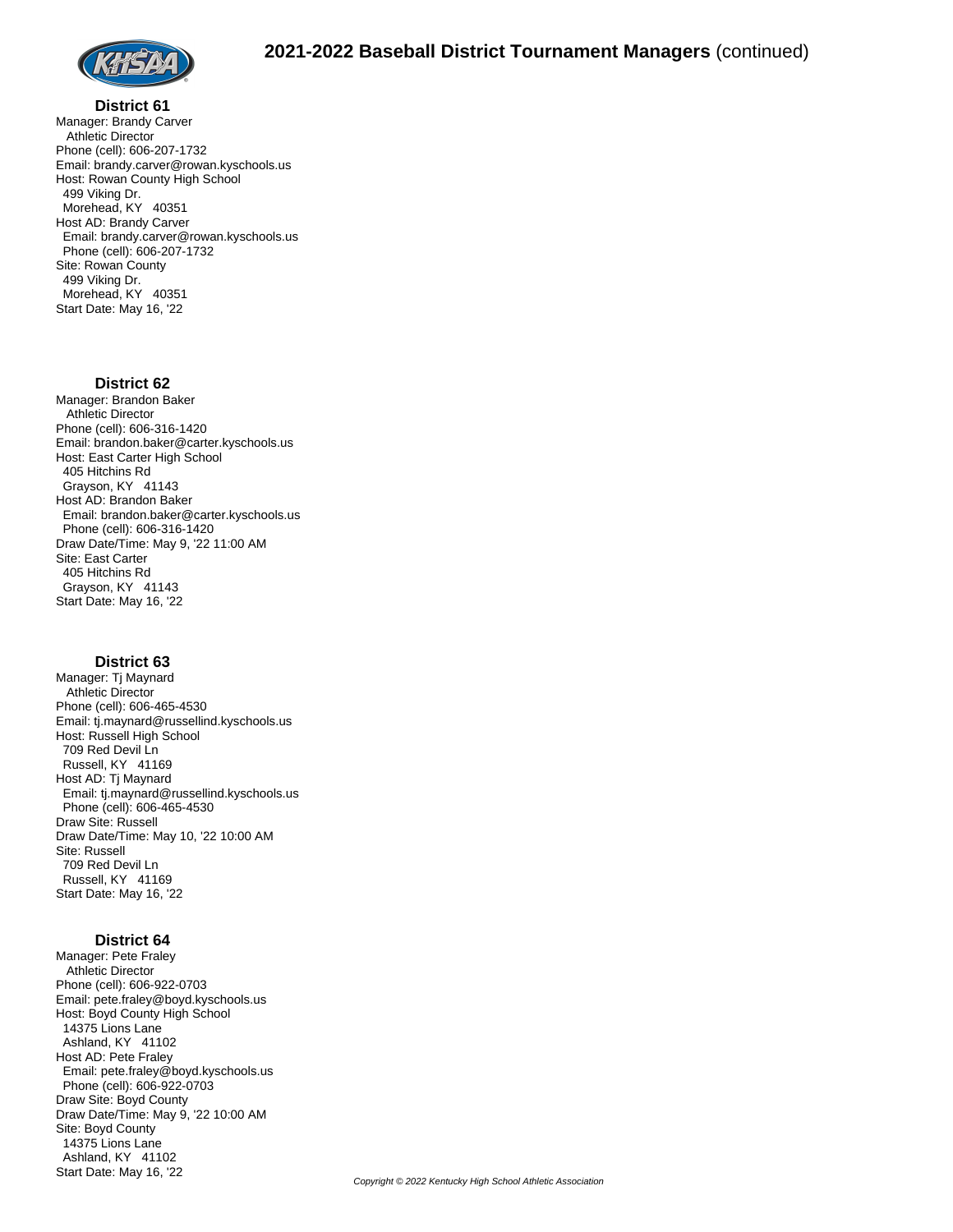# 2021-2022 Baseball District Tournament Managers (continued)

### District 61

Manager: Brandy Carver
Athletic Director
Phone (cell): 606-207-1732
Email: brandy.carver@rowan.kyschools.us
Host: Rowan County High School
499 Viking Dr.
Morehead, KY 40351
Host AD: Brandy Carver
Email: brandy.carver@rowan.kyschools.us
Phone (cell): 606-207-1732
Site: Rowan County
499 Viking Dr.
Morehead, KY 40351
Start Date: May 16, '22

### District 62

Manager: Brandon Baker
Athletic Director
Phone (cell): 606-316-1420
Email: brandon.baker@carter.kyschools.us
Host: East Carter High School
405 Hitchins Rd
Grayson, KY 41143
Host AD: Brandon Baker
Email: brandon.baker@carter.kyschools.us
Phone (cell): 606-316-1420
Draw Date/Time: May 9, '22 11:00 AM
Site: East Carter
405 Hitchins Rd
Grayson, KY 41143
Start Date: May 16, '22

### District 63

Manager: Tj Maynard
Athletic Director
Phone (cell): 606-465-4530
Email: tj.maynard@russellind.kyschools.us
Host: Russell High School
709 Red Devil Ln
Russell, KY 41169
Host AD: Tj Maynard
Email: tj.maynard@russellind.kyschools.us
Phone (cell): 606-465-4530
Draw Site: Russell
Draw Date/Time: May 10, '22 10:00 AM
Site: Russell
709 Red Devil Ln
Russell, KY 41169
Start Date: May 16, '22

### District 64

Manager: Pete Fraley
Athletic Director
Phone (cell): 606-922-0703
Email: pete.fraley@boyd.kyschools.us
Host: Boyd County High School
14375 Lions Lane
Ashland, KY 41102
Host AD: Pete Fraley
Email: pete.fraley@boyd.kyschools.us
Phone (cell): 606-922-0703
Draw Site: Boyd County
Draw Date/Time: May 9, '22 10:00 AM
Site: Boyd County
14375 Lions Lane
Ashland, KY 41102
Start Date: May 16, '22